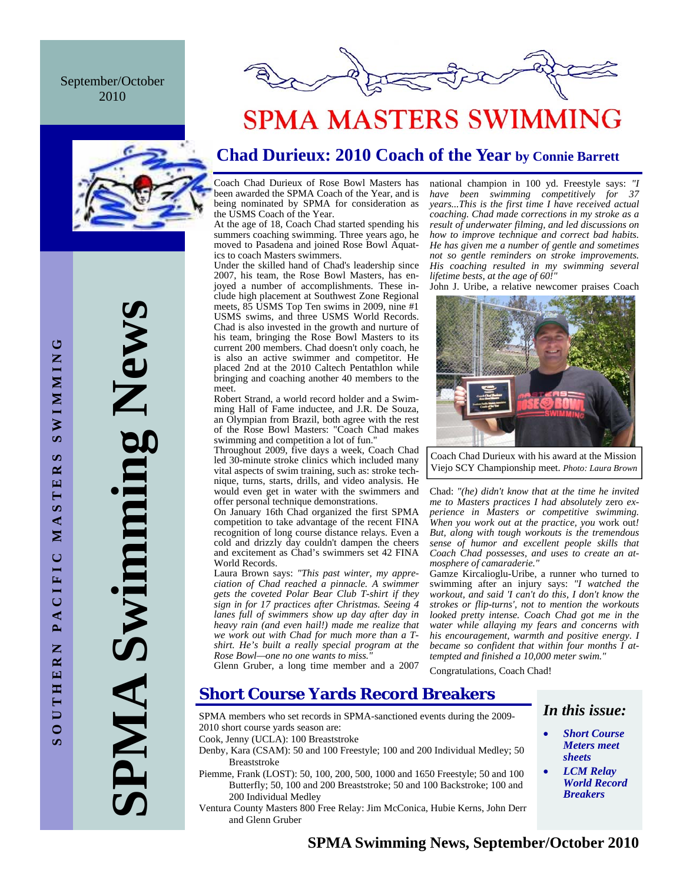September/October 2010

SOUTHERN PACIFIC MASTERS SWIMMING

SPMA Swimming News

# SPMA MASTERS SWIMMING

## Chad Durieux: 2010 Coach of the Year by Connie Barrett

Coach Chad Durieux of Rose Bowl Masters has been awarded the SPMA Coach of the Year, and is being nominated by SPMA for consideration as the USMS Coach of the Year.

At the age of 18, Coach Chad started spending his summers coaching swimming. Three years ago, he moved to Pasadena and joined Rose Bowl Aquatics to coach Masters swimmers.

Under the skilled hand of Chad's leadership since 2007, his team, the Rose Bowl Masters, has enjoyed a number of accomplishments. These include high placement at Southwest Zone Regional meets, 85 USMS Top Ten swims in 2009, nine #1 USMS swims, and three USMS World Records. Chad is also invested in the growth and nurture of his team, bringing the Rose Bowl Masters to its current 200 members. Chad doesn't only coach, he is also an active swimmer and competitor. He placed 2nd at the 2010 Caltech Pentathlon while bringing and coaching another 40 members to the meet.

Robert Strand, a world record holder and a Swimming Hall of Fame inductee, and J.R. De Souza, an Olympian from Brazil, both agree with the rest of the Rose Bowl Masters: "Coach Chad makes swimming and competition a lot of fun."

Throughout 2009, five days a week, Coach Chad led 30-minute stroke clinics which included many vital aspects of swim training, such as: stroke technique, turns, starts, drills, and video analysis. He would even get in water with the swimmers and offer personal technique demonstrations.

On January 16th Chad organized the first SPMA competition to take advantage of the recent FINA recognition of long course distance relays. Even a cold and drizzly day couldn't dampen the cheers and excitement as Chad's swimmers set 42 FINA World Records.

Laura Brown says: *"This past winter, my appreciation of Chad reached a pinnacle. A swimmer gets the coveted Polar Bear Club T-shirt if they sign in for 17 practices after Christmas. Seeing 4 lanes full of swimmers show up day after day in heavy rain (and even hail!) made me realize that we work out with Chad for much more than a T-shirt. He's built a really special program at the Rose Bowl—one no one wants to miss."*

Glenn Gruber, a long time member and a 2007 national champion in 100 yd. Freestyle says: *"I have been swimming competitively for 37 years...This is the first time I have received actual coaching. Chad made corrections in my stroke as a result of underwater filming, and led discussions on how to improve technique and correct bad habits. He has given me a number of gentle and sometimes not so gentle reminders on stroke improvements. His coaching resulted in my swimming several lifetime bests, at the age of 60!"*

John J. Uribe, a relative newcomer praises Coach Chad: *"(he) didn't know that at the time he invited me to Masters practices I had absolutely* zero *experience in Masters or competitive swimming. When you work out at the practice, you* work out*! But, along with tough workouts is the tremendous sense of humor and excellent people skills that Coach Chad possesses, and uses to create an atmosphere of camaraderie."*

Coach Chad Durieux with his award at the Mission Viejo SCY Championship meet. *Photo: Laura Brown*

Gamze Kircalioglu-Uribe, a runner who turned to swimming after an injury says: *"I watched the workout, and said 'I can't do this, I don't know the strokes or flip-turns', not to mention the workouts looked pretty intense. Coach Chad got me in the water while allaying my fears and concerns with his encouragement, warmth and positive energy. I became so confident that within four months I attempted and finished a 10,000 meter swim."*

Congratulations, Coach Chad!

## Short Course Yards Record Breakers

SPMA members who set records in SPMA-sanctioned events during the 2009-2010 short course yards season are:

Cook, Jenny (UCLA): 100 Breaststroke

Denby, Kara (CSAM): 50 and 100 Freestyle; 100 and 200 Individual Medley; 50 Breaststroke

Piemme, Frank (LOST): 50, 100, 200, 500, 1000 and 1650 Freestyle; 50 and 100 Butterfly; 50, 100 and 200 Breaststroke; 50 and 100 Backstroke; 100 and 200 Individual Medley

Ventura County Masters 800 Free Relay: Jim McConica, Hubie Kerns, John Derr and Glenn Gruber

### In this issue:

- ***Short Course Meters meet sheets***
- ***LCM Relay World Record Breakers***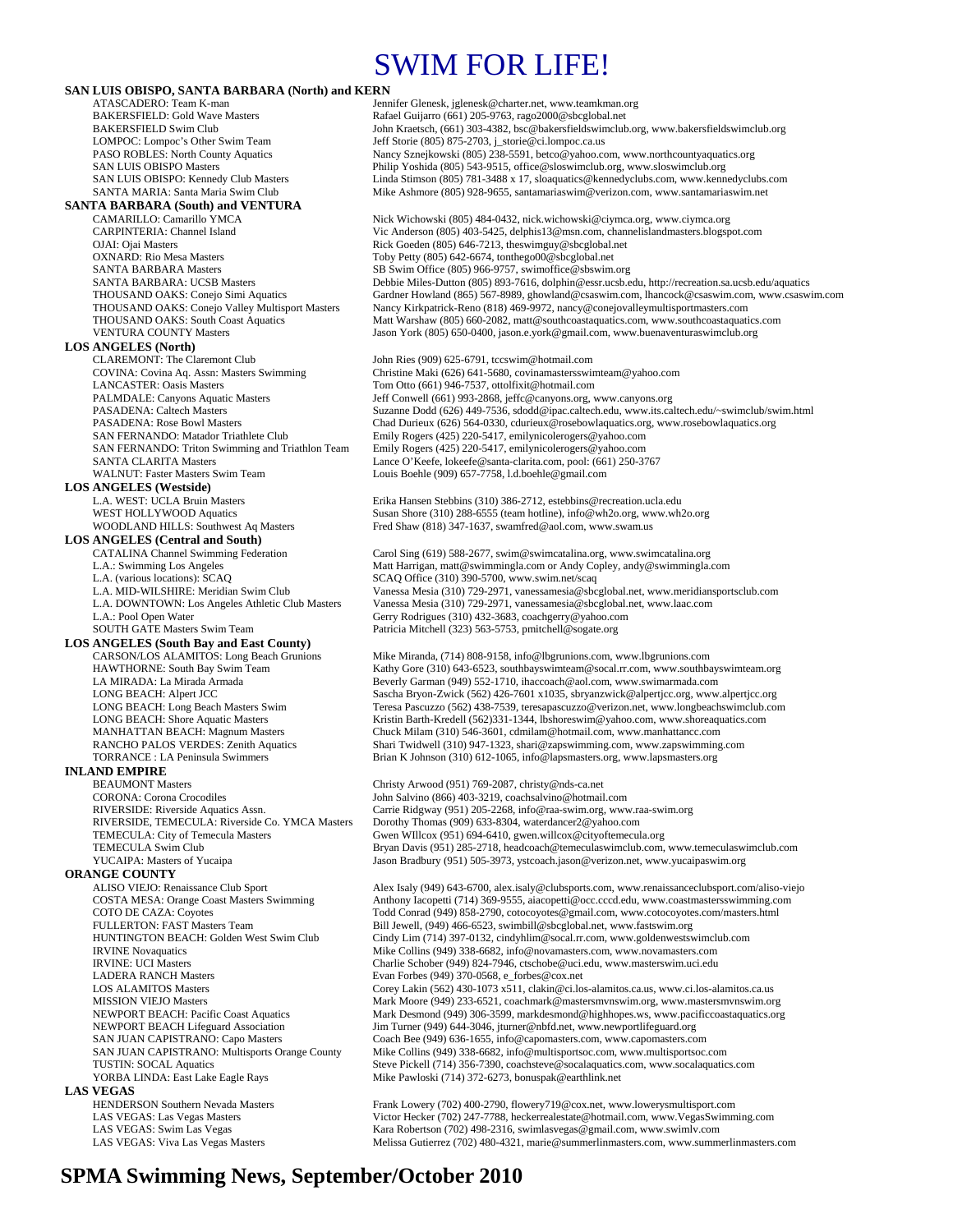# SWIM FOR LIFE!

## SAN LUIS OBISPO, SANTA BARBARA (North) and KERN

| | |
|---|---|
| ATASCADERO: Team K-man | Jennifer Glenesk, jglenesk@charter.net, www.teamkman.org |
| BAKERSFIELD: Gold Wave Masters | Rafael Guijarro (661) 205-9763, rago2000@sbcglobal.net |
| BAKERSFIELD Swim Club | John Kraetsch, (661) 303-4382, bsc@bakersfieldswimclub.org, www.bakersfieldswimclub.org |
| LOMPOC: Lompoc's Other Swim Team | Jeff Storie (805) 875-2703, j_storie@ci.lompoc.ca.us |
| PASO ROBLES: North County Aquatics | Nancy Sznejkowski (805) 238-5591, betco@yahoo.com, www.northcountyaquatics.org |
| SAN LUIS OBISPO Masters | Philip Yoshida (805) 543-9515, office@sloswimclub.org, www.sloswimclub.org |
| SAN LUIS OBISPO: Kennedy Club Masters | Linda Stimson (805) 781-3488 x 17, sloaquatics@kennedyclubs.com, www.kennedyclubs.com |
| SANTA MARIA: Santa Maria Swim Club | Mike Ashmore (805) 928-9655, santamariaswim@verizon.com, www.santamariaswim.net |

## SANTA BARBARA (South) and VENTURA

| | |
|---|---|
| CAMARILLO: Camarillo YMCA | Nick Wichowski (805) 484-0432, nick.wichowski@ciymca.org, www.ciymca.org |
| CARPINTERIA: Channel Island | Vic Anderson (805) 403-5425, delphis13@msn.com, channelislandmasters.blogspot.com |
| OJAI: Ojai Masters | Rick Goeden (805) 646-7213, theswimguy@sbcglobal.net |
| OXNARD: Rio Mesa Masters | Toby Petty (805) 642-6674, tonthego00@sbcglobal.net |
| SANTA BARBARA Masters | SB Swim Office (805) 966-9757, swimoffice@sbswim.org |
| SANTA BARBARA: UCSB Masters | Debbie Miles-Dutton (805) 893-7616, dolphin@essr.ucsb.edu, http://recreation.sa.ucsb.edu/aquatics |
| THOUSAND OAKS: Conejo Simi Aquatics | Gardner Howland (865) 567-8989, ghowland@csaswim.com, lhancock@csaswim.com, www.csaswim.com |
| THOUSAND OAKS: Conejo Valley Multisport Masters | Nancy Kirkpatrick-Reno (818) 469-9972, nancy@conejovalleymultisportmasters.com |
| THOUSAND OAKS: South Coast Aquatics | Matt Warshaw (805) 660-2082, matt@southcoastaquatics.com, www.southcoastaquatics.com |
| VENTURA COUNTY Masters | Jason York (805) 650-0400, jason.e.york@gmail.com, www.buenaventuraswimclub.org |

## LOS ANGELES (North)

| | |
|---|---|
| CLAREMONT: The Claremont Club | John Ries (909) 625-6791, tccswim@hotmail.com |
| COVINA: Covina Aq. Assn: Masters Swimming | Christine Maki (626) 641-5680, covinamastersswimteam@yahoo.com |
| LANCASTER: Oasis Masters | Tom Otto (661) 946-7537, ottolfixit@hotmail.com |
| PALMDALE: Canyons Aquatic Masters | Jeff Conwell (661) 993-2868, jeffc@canyons.org, www.canyons.org |
| PASADENA: Caltech Masters | Suzanne Dodd (626) 449-7536, sdodd@ipac.caltech.edu, www.its.caltech.edu/~swimclub/swim.html |
| PASADENA: Rose Bowl Masters | Chad Durieux (626) 564-0330, cdurieux@rosebowlaquatics.org, www.rosebowlaquatics.org |
| SAN FERNANDO: Matador Triathlete Club | Emily Rogers (425) 220-5417, emilynicolerogers@yahoo.com |
| SAN FERNANDO: Triton Swimming and Triathlon Team | Emily Rogers (425) 220-5417, emilynicolerogers@yahoo.com |
| SANTA CLARITA Masters | Lance O'Keefe, lokeefe@santa-clarita.com, pool: (661) 250-3767 |
| WALNUT: Faster Masters Swim Team | Louis Boehle (909) 657-7758, l.d.boehle@gmail.com |

## LOS ANGELES (Westside)

| | |
|---|---|
| L.A. WEST: UCLA Bruin Masters | Erika Hansen Stebbins (310) 386-2712, estebbins@recreation.ucla.edu |
| WEST HOLLYWOOD Aquatics | Susan Shore (310) 288-6555 (team hotline), info@wh2o.org, www.wh2o.org |
| WOODLAND HILLS: Southwest Aq Masters | Fred Shaw (818) 347-1637, swamfred@aol.com, www.swam.us |

## LOS ANGELES (Central and South)

| | |
|---|---|
| CATALINA Channel Swimming Federation | Carol Sing (619) 588-2677, swim@swimcatalina.org, www.swimcatalina.org |
| L.A.: Swimming Los Angeles | Matt Harrigan, matt@swimmingla.com or Andy Copley, andy@swimmingla.com |
| L.A. (various locations): SCAQ | SCAQ Office (310) 390-5700, www.swim.net/scaq |
| L.A. MID-WILSHIRE: Meridian Swim Club | Vanessa Mesia (310) 729-2971, vanessamesia@sbcglobal.net, www.meridiansportsclub.com |
| L.A. DOWNTOWN: Los Angeles Athletic Club Masters | Vanessa Mesia (310) 729-2971, vanessamesia@sbcglobal.net, www.laac.com |
| L.A.: Pool Open Water | Gerry Rodrigues (310) 432-3683, coachgerry@yahoo.com |
| SOUTH GATE Masters Swim Team | Patricia Mitchell (323) 563-5753, pmitchell@sogate.org |

## LOS ANGELES (South Bay and East County)

| | |
|---|---|
| CARSON/LOS ALAMITOS: Long Beach Grunions | Mike Miranda, (714) 808-9158, info@lbgrunions.com, www.lbgrunions.com |
| HAWTHORNE: South Bay Swim Team | Kathy Gore (310) 643-6523, southbayswimteam@socal.rr.com, www.southbayswimteam.org |
| LA MIRADA: La Mirada Armada | Beverly Garman (949) 552-1710, ihaccoach@aol.com, www.swimarmada.com |
| LONG BEACH: Alpert JCC | Sascha Bryon-Zwick (562) 426-7601 x1035, sbryanzwick@alpertjcc.org, www.alpertjcc.org |
| LONG BEACH: Long Beach Masters Swim | Teresa Pascuzzo (562) 438-7539, teresapascuzzo@verizon.net, www.longbeachswimclub.com |
| LONG BEACH: Shore Aquatic Masters | Kristin Barth-Kredell (562)331-1344, lbshoreswim@yahoo.com, www.shoreaquatics.com |
| MANHATTAN BEACH: Magnum Masters | Chuck Milam (310) 546-3601, cdmilam@hotmail.com, www.manhattancc.com |
| RANCHO PALOS VERDES: Zenith Aquatics | Shari Twidwell (310) 947-1323, shari@zapswimming.com, www.zapswimming.com |
| TORRANCE : LA Peninsula Swimmers | Brian K Johnson (310) 612-1065, info@lapsmasters.org, www.lapsmasters.org |

## INLAND EMPIRE

| | |
|---|---|
| BEAUMONT Masters | Christy Arwood (951) 769-2087, christy@nds-ca.net |
| CORONA: Corona Crocodiles | John Salvino (866) 403-3219, coachsalvino@hotmail.com |
| RIVERSIDE: Riverside Aquatics Assn. | Carrie Ridgway (951) 205-2268, info@raa-swim.org, www.raa-swim.org |
| RIVERSIDE, TEMECULA: Riverside Co. YMCA Masters | Dorothy Thomas (909) 633-8304, waterdancer2@yahoo.com |
| TEMECULA: City of Temecula Masters | Gwen WIllcox (951) 694-6410, gwen.willcox@cityoftemecula.org |
| TEMECULA Swim Club | Bryan Davis (951) 285-2718, headcoach@temeculaswimclub.com, www.temeculaswimclub.com |
| YUCAIPA: Masters of Yucaipa | Jason Bradbury (951) 505-3973, ystcoach.jason@verizon.net, www.yucaipaswim.org |

## ORANGE COUNTY

| | |
|---|---|
| ALISO VIEJO: Renaissance Club Sport | Alex Isaly (949) 643-6700, alex.isaly@clubsports.com, www.renaissanceclubsport.com/aliso-viejo |
| COSTA MESA: Orange Coast Masters Swimming | Anthony Iacopetti (714) 369-9555, aiacopetti@occ.cccd.edu, www.coastmastersswimming.com |
| COTO DE CAZA: Coyotes | Todd Conrad (949) 858-2790, cotocoyotes@gmail.com, www.cotocoyotes.com/masters.html |
| FULLERTON: FAST Masters Team | Bill Jewell, (949) 466-6523, swimbill@sbcglobal.net, www.fastswim.org |
| HUNTINGTON BEACH: Golden West Swim Club | Cindy Lim (714) 397-0132, cindyhlim@socal.rr.com, www.goldenwestswimclub.com |
| IRVINE Novaquatics | Mike Collins (949) 338-6682, info@novamasters.com, www.novamasters.com |
| IRVINE: UCI Masters | Charlie Schober (949) 824-7946, ctschobe@uci.edu, www.masterswim.uci.edu |
| LADERA RANCH Masters | Evan Forbes (949) 370-0568, e_forbes@cox.net |
| LOS ALAMITOS Masters | Corey Lakin (562) 430-1073 x511, clakin@ci.los-alamitos.ca.us, www.ci.los-alamitos.ca.us |
| MISSION VIEJO Masters | Mark Moore (949) 233-6521, coachmark@mastersmvnswim.org, www.mastersmvnswim.org |
| NEWPORT BEACH: Pacific Coast Aquatics | Mark Desmond (949) 306-3599, markdesmond@highhopes.ws, www.pacificcoastaquatics.org |
| NEWPORT BEACH Lifeguard Association | Jim Turner (949) 644-3046, jturner@nbfd.net, www.newportlifeguard.org |
| SAN JUAN CAPISTRANO: Capo Masters | Coach Bee (949) 636-1655, info@capomasters.com, www.capomasters.com |
| SAN JUAN CAPISTRANO: Multisports Orange County | Mike Collins (949) 338-6682, info@multisportsoc.com, www.multisportsoc.com |
| TUSTIN: SOCAL Aquatics | Steve Pickell (714) 356-7390, coachsteve@socalaquatics.com, www.socalaquatics.com |
| YORBA LINDA: East Lake Eagle Rays | Mike Pawloski (714) 372-6273, bonuspak@earthlink.net |

## LAS VEGAS

| | |
|---|---|
| HENDERSON Southern Nevada Masters | Frank Lowery (702) 400-2790, flowery719@cox.net, www.lowerysmultisport.com |
| LAS VEGAS: Las Vegas Masters | Victor Hecker (702) 247-7788, heckerrealestate@hotmail.com, www.VegasSwimming.com |
| LAS VEGAS: Swim Las Vegas | Kara Robertson (702) 498-2316, swimlasvegas@gmail.com, www.swimlv.com |
| LAS VEGAS: Viva Las Vegas Masters | Melissa Gutierrez (702) 480-4321, marie@summerlinmasters.com, www.summerlinmasters.com |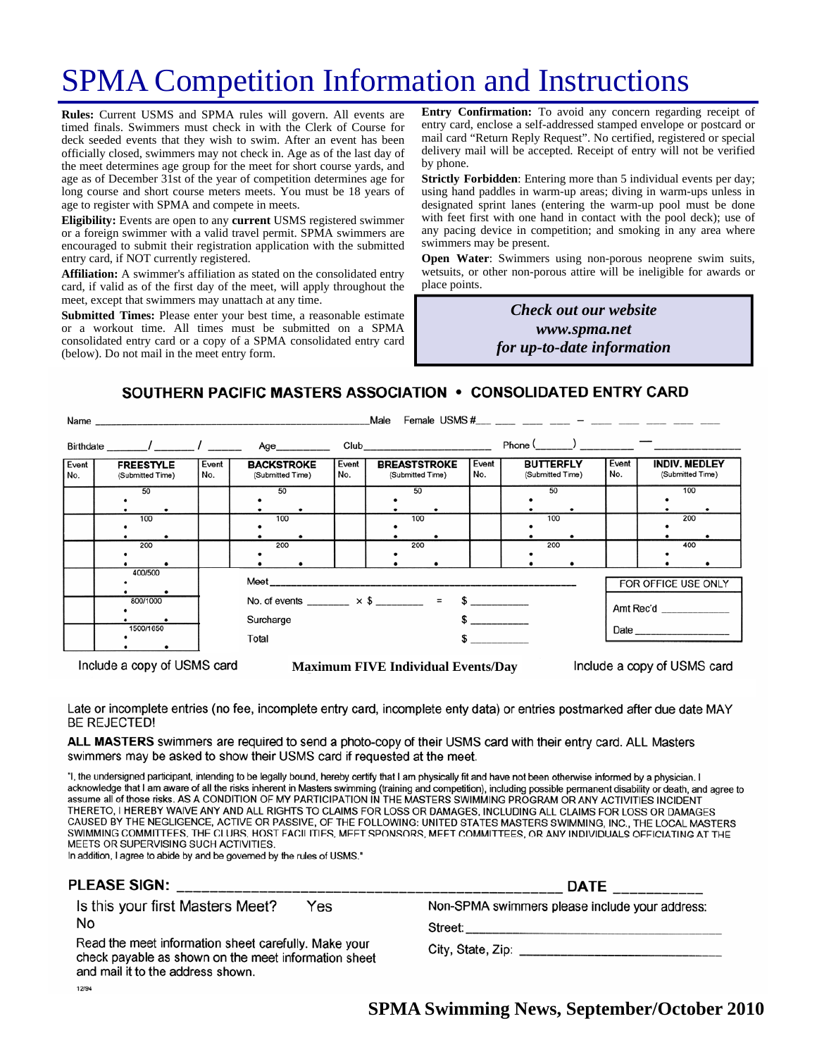# SPMA Competition Information and Instructions

**Rules:** Current USMS and SPMA rules will govern. All events are timed finals. Swimmers must check in with the Clerk of Course for deck seeded events that they wish to swim. After an event has been officially closed, swimmers may not check in. Age as of the last day of the meet determines age group for the meet for short course yards, and age as of December 31st of the year of competition determines age for long course and short course meters meets. You must be 18 years of age to register with SPMA and compete in meets.

**Eligibility:** Events are open to any **current** USMS registered swimmer or a foreign swimmer with a valid travel permit. SPMA swimmers are encouraged to submit their registration application with the submitted entry card, if NOT currently registered.

**Affiliation:** A swimmer's affiliation as stated on the consolidated entry card, if valid as of the first day of the meet, will apply throughout the meet, except that swimmers may unattach at any time.

**Submitted Times:** Please enter your best time, a reasonable estimate or a workout time. All times must be submitted on a SPMA consolidated entry card or a copy of a SPMA consolidated entry card (below). Do not mail in the meet entry form.

**Entry Confirmation:** To avoid any concern regarding receipt of entry card, enclose a self-addressed stamped envelope or postcard or mail card "Return Reply Request". No certified, registered or special delivery mail will be accepted. Receipt of entry will not be verified by phone.

**Strictly Forbidden**: Entering more than 5 individual events per day; using hand paddles in warm-up areas; diving in warm-ups unless in designated sprint lanes (entering the warm-up pool must be done with feet first with one hand in contact with the pool deck); use of any pacing device in competition; and smoking in any area where swimmers may be present.

**Open Water**: Swimmers using non-porous neoprene swim suits, wetsuits, or other non-porous attire will be ineligible for awards or place points.

***Check out our website***
***www.spma.net***
***for up-to-date information***

## SOUTHERN PACIFIC MASTERS ASSOCIATION • CONSOLIDATED ENTRY CARD

Name ______________________ Male Female USMS # ___ ___ ___ ___ – ___ ___ ___ ___ ___

Birthdate _____/_____/_____ Age_______ Club_________________ Phone (_____) _______ — __________

| Event No. | FREESTYLE (Submitted Time) | Event No. | BACKSTROKE (Submitted Time) | Event No. | BREASTSTROKE (Submitted Time) | Event No. | BUTTERFLY (Submitted Time) | Event No. | INDIV. MEDLEY (Submitted Time) |
|---|---|---|---|---|---|---|---|---|---|
| | 50 | | 50 | | 50 | | 50 | | 100 |
| | 100 | | 100 | | 100 | | 100 | | 200 |
| | 200 | | 200 | | 200 | | 200 | | 400 |
| | 400/500 | | | | | | | | |
| | 800/1000 | | | | | | | | |
| | 1500/1650 | | | | | | | | |

Meet ______________________________

No. of events _______ × $ _______ = $ _______

Surcharge $ _______

Total $ _______

FOR OFFICE USE ONLY

Amt Rec'd ___________

Date ___________

Include a copy of USMS card **Maximum FIVE Individual Events/Day** Include a copy of USMS card

Late or incomplete entries (no fee, incomplete entry card, incomplete enty data) or entries postmarked after due date MAY BE REJECTED!

**ALL MASTERS** swimmers are required to send a photo-copy of their USMS card with their entry card. ALL Masters swimmers may be asked to show their USMS card if requested at the meet.

"I, the undersigned participant, intending to be legally bound, hereby certify that I am physically fit and have not been otherwise informed by a physician. I acknowledge that I am aware of all the risks inherent in Masters swimming (training and competition), including possible permanent disability or death, and agree to assume all of those risks. AS A CONDITION OF MY PARTICIPATION IN THE MASTERS SWIMMING PROGRAM OR ANY ACTIVITIES INCIDENT THERETO, I HEREBY WAIVE ANY AND ALL RIGHTS TO CLAIMS FOR LOSS OR DAMAGES, INCLUDING ALL CLAIMS FOR LOSS OR DAMAGES CAUSED BY THE NEGLIGENCE, ACTIVE OR PASSIVE, OF THE FOLLOWING: UNITED STATES MASTERS SWIMMING, INC., THE LOCAL MASTERS SWIMMING COMMITTEES, THE CLUBS, HOST FACILITIES, MEET SPONSORS, MEET COMMITTEES, OR ANY INDIVIDUALS OFFICIATING AT THE MEETS OR SUPERVISING SUCH ACTIVITIES.
In addition, I agree to abide by and be governed by the rules of USMS."

**PLEASE SIGN:** ______________________________ **DATE** __________

Is this your first Masters Meet? Yes No

Read the meet information sheet carefully. Make your check payable as shown on the meet information sheet and mail it to the address shown.

Non-SPMA swimmers please include your address:

Street: ______________________________

City, State, Zip: ______________________________

12/94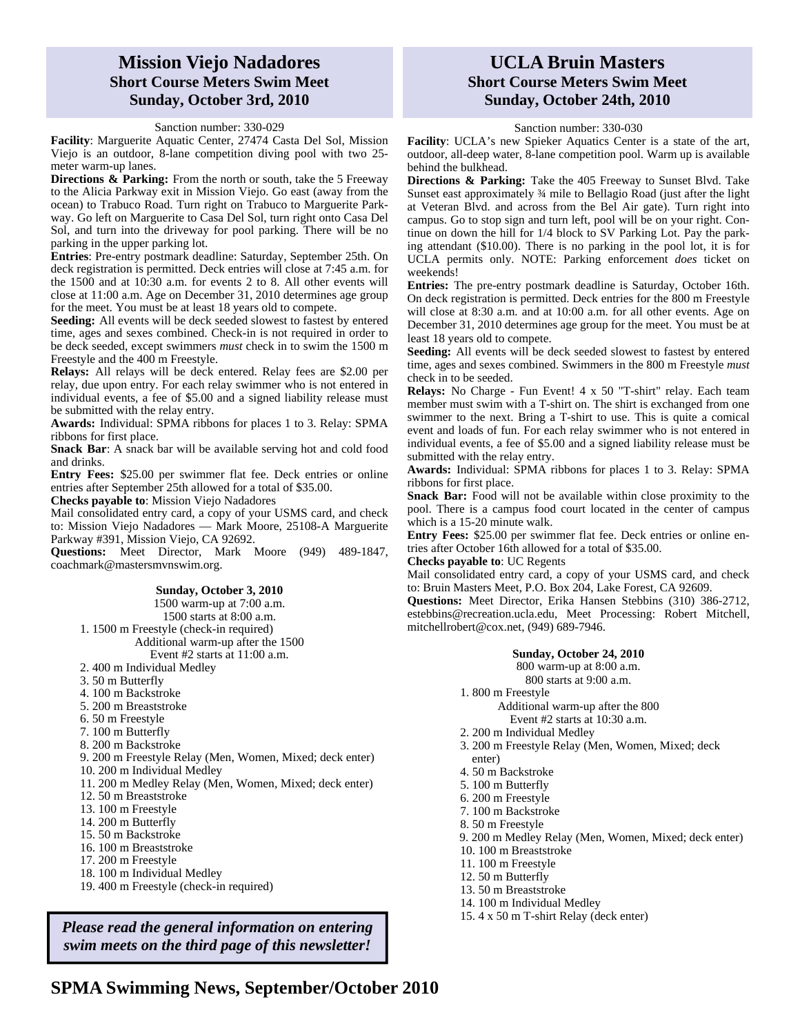# Mission Viejo Nadadores
## Short Course Meters Swim Meet
## Sunday, October 3rd, 2010

Sanction number: 330-029

**Facility**: Marguerite Aquatic Center, 27474 Casta Del Sol, Mission Viejo is an outdoor, 8-lane competition diving pool with two 25-meter warm-up lanes.

**Directions & Parking:** From the north or south, take the 5 Freeway to the Alicia Parkway exit in Mission Viejo. Go east (away from the ocean) to Trabuco Road. Turn right on Trabuco to Marguerite Parkway. Go left on Marguerite to Casa Del Sol, turn right onto Casa Del Sol, and turn into the driveway for pool parking. There will be no parking in the upper parking lot.

**Entries**: Pre-entry postmark deadline: Saturday, September 25th. On deck registration is permitted. Deck entries will close at 7:45 a.m. for the 1500 and at 10:30 a.m. for events 2 to 8. All other events will close at 11:00 a.m. Age on December 31, 2010 determines age group for the meet. You must be at least 18 years old to compete.

**Seeding:** All events will be deck seeded slowest to fastest by entered time, ages and sexes combined. Check-in is not required in order to be deck seeded, except swimmers *must* check in to swim the 1500 m Freestyle and the 400 m Freestyle.

**Relays:** All relays will be deck entered. Relay fees are $2.00 per relay, due upon entry. For each relay swimmer who is not entered in individual events, a fee of $5.00 and a signed liability release must be submitted with the relay entry.

**Awards:** Individual: SPMA ribbons for places 1 to 3. Relay: SPMA ribbons for first place.

**Snack Bar**: A snack bar will be available serving hot and cold food and drinks.

**Entry Fees:** $25.00 per swimmer flat fee. Deck entries or online entries after September 25th allowed for a total of $35.00.

**Checks payable to**: Mission Viejo Nadadores

Mail consolidated entry card, a copy of your USMS card, and check to: Mission Viejo Nadadores — Mark Moore, 25108-A Marguerite Parkway #391, Mission Viejo, CA 92692.

**Questions:** Meet Director, Mark Moore (949) 489-1847, coachmark@mastersmvnswim.org.

**Sunday, October 3, 2010**

1500 warm-up at 7:00 a.m.
1500 starts at 8:00 a.m.

1. 1500 m Freestyle (check-in required)
   Additional warm-up after the 1500
   Event #2 starts at 11:00 a.m.
2. 400 m Individual Medley
3. 50 m Butterfly
4. 100 m Backstroke
5. 200 m Breaststroke
6. 50 m Freestyle
7. 100 m Butterfly
8. 200 m Backstroke
9. 200 m Freestyle Relay (Men, Women, Mixed; deck enter)
10. 200 m Individual Medley
11. 200 m Medley Relay (Men, Women, Mixed; deck enter)
12. 50 m Breaststroke
13. 100 m Freestyle
14. 200 m Butterfly
15. 50 m Backstroke
16. 100 m Breaststroke
17. 200 m Freestyle
18. 100 m Individual Medley
19. 400 m Freestyle (check-in required)

***Please read the general information on entering swim meets on the third page of this newsletter!***

# UCLA Bruin Masters
## Short Course Meters Swim Meet
## Sunday, October 24th, 2010

Sanction number: 330-030

**Facility**: UCLA's new Spieker Aquatics Center is a state of the art, outdoor, all-deep water, 8-lane competition pool. Warm up is available behind the bulkhead.

**Directions & Parking:** Take the 405 Freeway to Sunset Blvd. Take Sunset east approximately ¾ mile to Bellagio Road (just after the light at Veteran Blvd. and across from the Bel Air gate). Turn right into campus. Go to stop sign and turn left, pool will be on your right. Continue on down the hill for 1/4 block to SV Parking Lot. Pay the parking attendant ($10.00). There is no parking in the pool lot, it is for UCLA permits only. NOTE: Parking enforcement *does* ticket on weekends!

**Entries:** The pre-entry postmark deadline is Saturday, October 16th. On deck registration is permitted. Deck entries for the 800 m Freestyle will close at 8:30 a.m. and at 10:00 a.m. for all other events. Age on December 31, 2010 determines age group for the meet. You must be at least 18 years old to compete.

**Seeding:** All events will be deck seeded slowest to fastest by entered time, ages and sexes combined. Swimmers in the 800 m Freestyle *must* check in to be seeded.

**Relays:** No Charge - Fun Event! 4 x 50 "T-shirt" relay. Each team member must swim with a T-shirt on. The shirt is exchanged from one swimmer to the next. Bring a T-shirt to use. This is quite a comical event and loads of fun. For each relay swimmer who is not entered in individual events, a fee of $5.00 and a signed liability release must be submitted with the relay entry.

**Awards:** Individual: SPMA ribbons for places 1 to 3. Relay: SPMA ribbons for first place.

**Snack Bar:** Food will not be available within close proximity to the pool. There is a campus food court located in the center of campus which is a 15-20 minute walk.

**Entry Fees:** $25.00 per swimmer flat fee. Deck entries or online entries after October 16th allowed for a total of $35.00.

**Checks payable to**: UC Regents

Mail consolidated entry card, a copy of your USMS card, and check to: Bruin Masters Meet, P.O. Box 204, Lake Forest, CA 92609.

**Questions:** Meet Director, Erika Hansen Stebbins (310) 386-2712, estebbins@recreation.ucla.edu, Meet Processing: Robert Mitchell, mitchellrobert@cox.net, (949) 689-7946.

**Sunday, October 24, 2010**

800 warm-up at 8:00 a.m.
800 starts at 9:00 a.m.

1. 800 m Freestyle
   Additional warm-up after the 800
   Event #2 starts at 10:30 a.m.
2. 200 m Individual Medley
3. 200 m Freestyle Relay (Men, Women, Mixed; deck enter)
4. 50 m Backstroke
5. 100 m Butterfly
6. 200 m Freestyle
7. 100 m Backstroke
8. 50 m Freestyle
9. 200 m Medley Relay (Men, Women, Mixed; deck enter)
10. 100 m Breaststroke
11. 100 m Freestyle
12. 50 m Butterfly
13. 50 m Breaststroke
14. 100 m Individual Medley
15. 4 x 50 m T-shirt Relay (deck enter)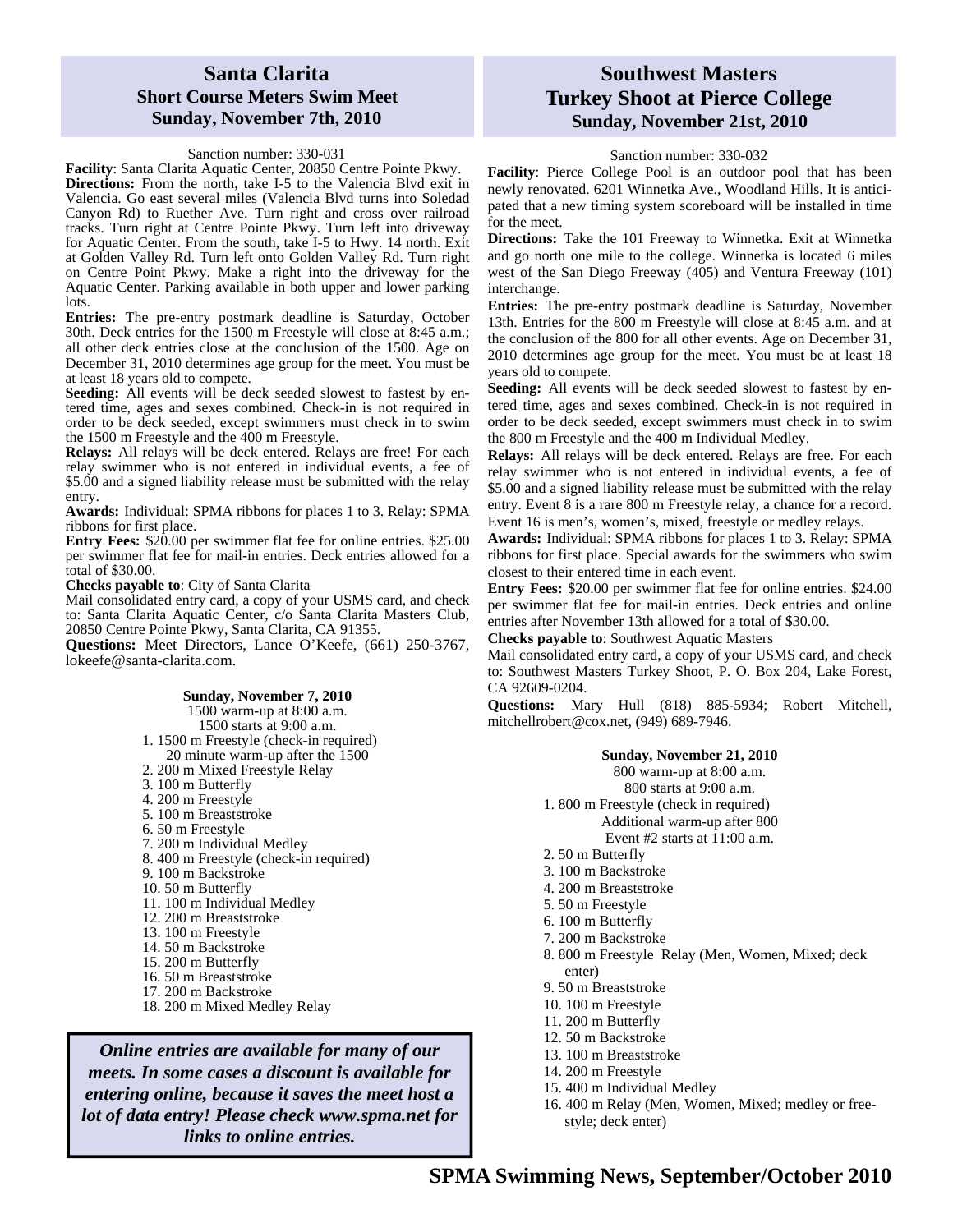# Santa Clarita
## Short Course Meters Swim Meet
### Sunday, November 7th, 2010

Sanction number: 330-031

**Facility**: Santa Clarita Aquatic Center, 20850 Centre Pointe Pkwy.

**Directions:** From the north, take I-5 to the Valencia Blvd exit in Valencia. Go east several miles (Valencia Blvd turns into Soledad Canyon Rd) to Ruether Ave. Turn right and cross over railroad tracks. Turn right at Centre Pointe Pkwy. Turn left into driveway for Aquatic Center. From the south, take I-5 to Hwy. 14 north. Exit at Golden Valley Rd. Turn left onto Golden Valley Rd. Turn right on Centre Point Pkwy. Make a right into the driveway for the Aquatic Center. Parking available in both upper and lower parking lots.

**Entries:** The pre-entry postmark deadline is Saturday, October 30th. Deck entries for the 1500 m Freestyle will close at 8:45 a.m.; all other deck entries close at the conclusion of the 1500. Age on December 31, 2010 determines age group for the meet. You must be at least 18 years old to compete.

**Seeding:** All events will be deck seeded slowest to fastest by entered time, ages and sexes combined. Check-in is not required in order to be deck seeded, except swimmers must check in to swim the 1500 m Freestyle and the 400 m Freestyle.

**Relays:** All relays will be deck entered. Relays are free! For each relay swimmer who is not entered in individual events, a fee of $5.00 and a signed liability release must be submitted with the relay entry.

**Awards:** Individual: SPMA ribbons for places 1 to 3. Relay: SPMA ribbons for first place.

**Entry Fees:** $20.00 per swimmer flat fee for online entries. $25.00 per swimmer flat fee for mail-in entries. Deck entries allowed for a total of $30.00.

**Checks payable to**: City of Santa Clarita

Mail consolidated entry card, a copy of your USMS card, and check to: Santa Clarita Aquatic Center, c/o Santa Clarita Masters Club, 20850 Centre Pointe Pkwy, Santa Clarita, CA 91355.

**Questions:** Meet Directors, Lance O'Keefe, (661) 250-3767, lokeefe@santa-clarita.com.

**Sunday, November 7, 2010**

1500 warm-up at 8:00 a.m.
1500 starts at 9:00 a.m.

1. 1500 m Freestyle (check-in required)
   20 minute warm-up after the 1500
2. 200 m Mixed Freestyle Relay
3. 100 m Butterfly
4. 200 m Freestyle
5. 100 m Breaststroke
6. 50 m Freestyle
7. 200 m Individual Medley
8. 400 m Freestyle (check-in required)
9. 100 m Backstroke
10. 50 m Butterfly
11. 100 m Individual Medley
12. 200 m Breaststroke
13. 100 m Freestyle
14. 50 m Backstroke
15. 200 m Butterfly
16. 50 m Breaststroke
17. 200 m Backstroke
18. 200 m Mixed Medley Relay

***Online entries are available for many of our meets. In some cases a discount is available for entering online, because it saves the meet host a lot of data entry! Please check www.spma.net for links to online entries.***

# Southwest Masters
## Turkey Shoot at Pierce College
### Sunday, November 21st, 2010

Sanction number: 330-032

**Facility**: Pierce College Pool is an outdoor pool that has been newly renovated. 6201 Winnetka Ave., Woodland Hills. It is anticipated that a new timing system scoreboard will be installed in time for the meet.

**Directions:** Take the 101 Freeway to Winnetka. Exit at Winnetka and go north one mile to the college. Winnetka is located 6 miles west of the San Diego Freeway (405) and Ventura Freeway (101) interchange.

**Entries:** The pre-entry postmark deadline is Saturday, November 13th. Entries for the 800 m Freestyle will close at 8:45 a.m. and at the conclusion of the 800 for all other events. Age on December 31, 2010 determines age group for the meet. You must be at least 18 years old to compete.

**Seeding:** All events will be deck seeded slowest to fastest by entered time, ages and sexes combined. Check-in is not required in order to be deck seeded, except swimmers must check in to swim the 800 m Freestyle and the 400 m Individual Medley.

**Relays:** All relays will be deck entered. Relays are free. For each relay swimmer who is not entered in individual events, a fee of $5.00 and a signed liability release must be submitted with the relay entry. Event 8 is a rare 800 m Freestyle relay, a chance for a record. Event 16 is men's, women's, mixed, freestyle or medley relays.

**Awards:** Individual: SPMA ribbons for places 1 to 3. Relay: SPMA ribbons for first place. Special awards for the swimmers who swim closest to their entered time in each event.

**Entry Fees:** $20.00 per swimmer flat fee for online entries. $24.00 per swimmer flat fee for mail-in entries. Deck entries and online entries after November 13th allowed for a total of $30.00.

**Checks payable to**: Southwest Aquatic Masters

Mail consolidated entry card, a copy of your USMS card, and check to: Southwest Masters Turkey Shoot, P. O. Box 204, Lake Forest, CA 92609-0204.

**Questions:** Mary Hull (818) 885-5934; Robert Mitchell, mitchellrobert@cox.net, (949) 689-7946.

**Sunday, November 21, 2010**

800 warm-up at 8:00 a.m.
800 starts at 9:00 a.m.

1. 800 m Freestyle (check in required)
   Additional warm-up after 800
   Event #2 starts at 11:00 a.m.
2. 50 m Butterfly
3. 100 m Backstroke
4. 200 m Breaststroke
5. 50 m Freestyle
6. 100 m Butterfly
7. 200 m Backstroke
8. 800 m Freestyle Relay (Men, Women, Mixed; deck enter)
9. 50 m Breaststroke
10. 100 m Freestyle
11. 200 m Butterfly
12. 50 m Backstroke
13. 100 m Breaststroke
14. 200 m Freestyle
15. 400 m Individual Medley
16. 400 m Relay (Men, Women, Mixed; medley or freestyle; deck enter)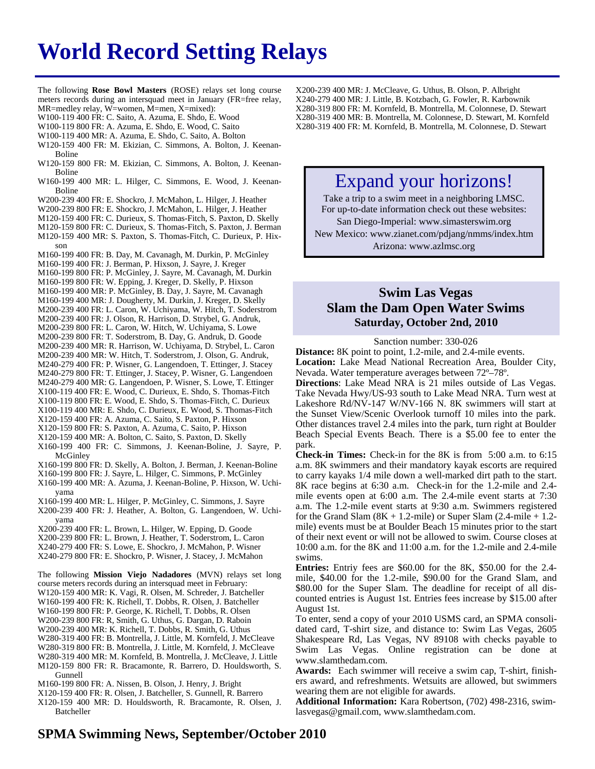# World Record Setting Relays

The following **Rose Bowl Masters** (ROSE) relays set long course meters records during an intersquad meet in January (FR=free relay, MR=medley relay, W=women, M=men, X=mixed):

W100-119 400 FR: C. Saito, A. Azuma, E. Shdo, E. Wood
W100-119 800 FR: A. Azuma, E. Shdo, E. Wood, C. Saito
W100-119 400 MR: A. Azuma, E. Shdo, C. Saito, A. Bolton
W120-159 400 FR: M. Ekizian, C. Simmons, A. Bolton, J. Keenan-Boline
W120-159 800 FR: M. Ekizian, C. Simmons, A. Bolton, J. Keenan-Boline
W160-199 400 MR: L. Hilger, C. Simmons, E. Wood, J. Keenan-Boline
W200-239 400 FR: E. Shockro, J. McMahon, L. Hilger, J. Heather
W200-239 800 FR: E. Shockro, J. McMahon, L. Hilger, J. Heather
M120-159 400 FR: C. Durieux, S. Thomas-Fitch, S. Paxton, D. Skelly
M120-159 800 FR: C. Durieux, S. Thomas-Fitch, S. Paxton, J. Berman
M120-159 400 MR: S. Paxton, S. Thomas-Fitch, C. Durieux, P. Hixson
M160-199 400 FR: B. Day, M. Cavanagh, M. Durkin, P. McGinley
M160-199 400 FR: J. Berman, P. Hixson, J. Sayre, J. Kreger
M160-199 800 FR: P. McGinley, J. Sayre, M. Cavanagh, M. Durkin
M160-199 800 FR: W. Epping, J. Kreger, D. Skelly, P. Hixson
M160-199 400 MR: P. McGinley, B. Day, J. Sayre, M. Cavanagh
M160-199 400 MR: J. Dougherty, M. Durkin, J. Kreger, D. Skelly
M200-239 400 FR: L. Caron, W. Uchiyama, W. Hitch, T. Soderstrom
M200-239 400 FR: J. Olson, R. Harrison, D. Strybel, G. Andruk,
M200-239 800 FR: L. Caron, W. Hitch, W. Uchiyama, S. Lowe
M200-239 800 FR: T. Soderstrom, B. Day, G. Andruk, D. Goode
M200-239 400 MR: R. Harrison, W. Uchiyama, D. Strybel, L. Caron
M200-239 400 MR: W. Hitch, T. Soderstrom, J. Olson, G. Andruk,
M240-279 400 FR: P. Wisner, G. Langendoen, T. Ettinger, J. Stacey
M240-279 800 FR: T. Ettinger, J. Stacey, P. Wisner, G. Langendoen
M240-279 400 MR: G. Langendoen, P. Wisner, S. Lowe, T. Ettinger
X100-119 400 FR: E. Wood, C. Durieux, E. Shdo, S. Thomas-Fitch
X100-119 800 FR: E. Wood, E. Shdo, S. Thomas-Fitch, C. Durieux
X100-119 400 MR: E. Shdo, C. Durieux, E. Wood, S. Thomas-Fitch
X120-159 400 FR: A. Azuma, C. Saito, S. Paxton, P. Hixson
X120-159 800 FR: S. Paxton, A. Azuma, C. Saito, P. Hixson
X120-159 400 MR: A. Bolton, C. Saito, S. Paxton, D. Skelly
X160-199 400 FR: C. Simmons, J. Keenan-Boline, J. Sayre, P. McGinley
X160-199 800 FR: D. Skelly, A. Bolton, J. Berman, J. Keenan-Boline
X160-199 800 FR: J. Sayre, L. Hilger, C. Simmons, P. McGinley
X160-199 400 MR: A. Azuma, J. Keenan-Boline, P. Hixson, W. Uchiyama
X160-199 400 MR: L. Hilger, P. McGinley, C. Simmons, J. Sayre
X200-239 400 FR: J. Heather, A. Bolton, G. Langendoen, W. Uchiyama
X200-239 400 FR: L. Brown, L. Hilger, W. Epping, D. Goode
X200-239 800 FR: L. Brown, J. Heather, T. Soderstrom, L. Caron
X240-279 400 FR: S. Lowe, E. Shockro, J. McMahon, P. Wisner
X240-279 800 FR: E. Shockro, P. Wisner, J. Stacey, J. McMahon

The following **Mission Viejo Nadadores** (MVN) relays set long course meters records during an intersquad meet in February:

W120-159 400 MR: K. Vagi, R. Olsen, M. Schreder, J. Batcheller
W160-199 400 FR: K. Richell, T. Dobbs, R. Olsen, J. Batcheller
W160-199 800 FR: P. George, K. Richell, T. Dobbs, R. Olsen
W200-239 800 FR: R, Smith, G. Uthus, G. Dargan, D. Raboin
W200-239 400 MR: K. Richell, T. Dobbs, R. Smith, G. Uthus
W280-319 400 FR: B. Montrella, J. Little, M. Kornfeld, J. McCleave
W280-319 800 FR: B. Montrella, J. Little, M. Kornfeld, J. McCleave
W280-319 400 MR: M. Kornfeld, B. Montrella, J. McCleave, J. Little
M120-159 800 FR: R. Bracamonte, R. Barrero, D. Houldsworth, S. Gunnell
M160-199 800 FR: A. Nissen, B. Olson, J. Henry, J. Bright
X120-159 400 FR: R. Olsen, J. Batcheller, S. Gunnell, R. Barrero
X120-159 400 MR: D. Houldsworth, R. Bracamonte, R. Olsen, J. Batcheller
X200-239 400 MR: J. McCleave, G. Uthus, B. Olson, P. Albright
X240-279 400 MR: J. Little, B. Kotzbach, G. Fowler, R. Karbownik
X280-319 800 FR: M. Kornfeld, B. Montrella, M. Colonnese, D. Stewart
X280-319 400 MR: B. Montrella, M. Colonnese, D. Stewart, M. Kornfeld
X280-319 400 FR: M. Kornfeld, B. Montrella, M. Colonnese, D. Stewart

## Expand your horizons!

Take a trip to a swim meet in a neighboring LMSC.
For up-to-date information check out these websites:
San Diego-Imperial: www.simasterswim.org
New Mexico: www.zianet.com/pdjang/nmms/index.htm
Arizona: www.azlmsc.org

## Swim Las Vegas
## Slam the Dam Open Water Swims
### Saturday, October 2nd, 2010

Sanction number: 330-026

**Distance:** 8K point to point, 1.2-mile, and 2.4-mile events.

**Location:** Lake Mead National Recreation Area, Boulder City, Nevada. Water temperature averages between 72º–78º.

**Directions**: Lake Mead NRA is 21 miles outside of Las Vegas. Take Nevada Hwy/US-93 south to Lake Mead NRA. Turn west at Lakeshore Rd/NV-147 W/NV-166 N. 8K swimmers will start at the Sunset View/Scenic Overlook turnoff 10 miles into the park. Other distances travel 2.4 miles into the park, turn right at Boulder Beach Special Events Beach. There is a $5.00 fee to enter the park.

**Check-in Times:** Check-in for the 8K is from 5:00 a.m. to 6:15 a.m. 8K swimmers and their mandatory kayak escorts are required to carry kayaks 1/4 mile down a well-marked dirt path to the start. 8K race begins at 6:30 a.m. Check-in for the 1.2-mile and 2.4-mile events open at 6:00 a.m. The 2.4-mile event starts at 7:30 a.m. The 1.2-mile event starts at 9:30 a.m. Swimmers registered for the Grand Slam (8K + 1.2-mile) or Super Slam (2.4-mile + 1.2-mile) events must be at Boulder Beach 15 minutes prior to the start of their next event or will not be allowed to swim. Course closes at 10:00 a.m. for the 8K and 11:00 a.m. for the 1.2-mile and 2.4-mile swims.

**Entries:** Entriy fees are $60.00 for the 8K, $50.00 for the 2.4-mile, $40.00 for the 1.2-mile, $90.00 for the Grand Slam, and $80.00 for the Super Slam. The deadline for receipt of all discounted entries is August 1st. Entries fees increase by $15.00 after August 1st.

To enter, send a copy of your 2010 USMS card, an SPMA consolidated card, T-shirt size, and distance to: Swim Las Vegas, 2605 Shakespeare Rd, Las Vegas, NV 89108 with checks payable to Swim Las Vegas. Online registration can be done at www.slamthedam.com.

**Awards:** Each swimmer will receive a swim cap, T-shirt, finishers award, and refreshments. Wetsuits are allowed, but swimmers wearing them are not eligible for awards.

**Additional Information:** Kara Robertson, (702) 498-2316, swimlasvegas@gmail.com, www.slamthedam.com.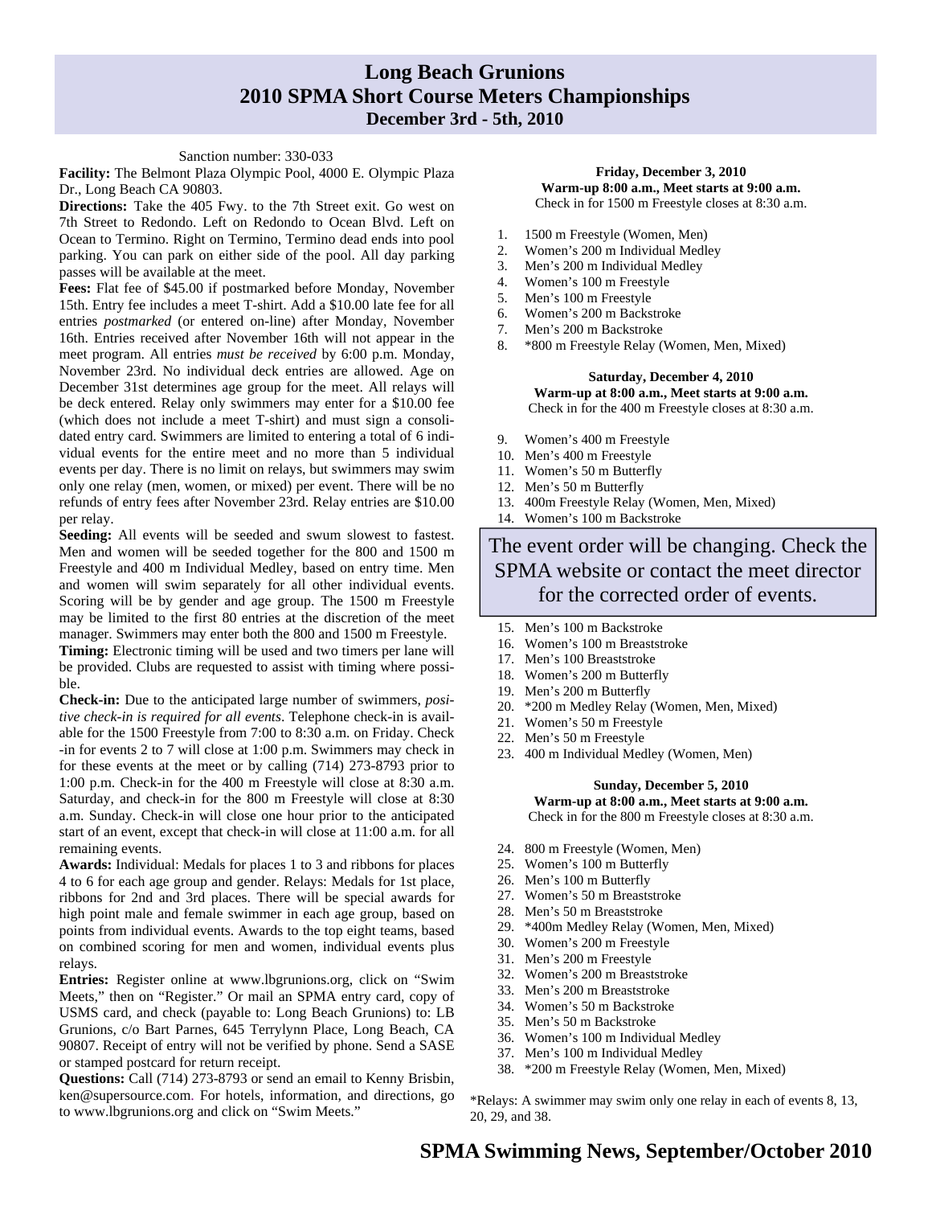# Long Beach Grunions
## 2010 SPMA Short Course Meters Championships
### December 3rd - 5th, 2010

Sanction number: 330-033

**Facility:** The Belmont Plaza Olympic Pool, 4000 E. Olympic Plaza Dr., Long Beach CA 90803.

**Directions:** Take the 405 Fwy. to the 7th Street exit. Go west on 7th Street to Redondo. Left on Redondo to Ocean Blvd. Left on Ocean to Termino. Right on Termino, Termino dead ends into pool parking. You can park on either side of the pool. All day parking passes will be available at the meet.

**Fees:** Flat fee of $45.00 if postmarked before Monday, November 15th. Entry fee includes a meet T-shirt. Add a $10.00 late fee for all entries *postmarked* (or entered on-line) after Monday, November 16th. Entries received after November 16th will not appear in the meet program. All entries *must be received* by 6:00 p.m. Monday, November 23rd. No individual deck entries are allowed. Age on December 31st determines age group for the meet. All relays will be deck entered. Relay only swimmers may enter for a $10.00 fee (which does not include a meet T-shirt) and must sign a consolidated entry card. Swimmers are limited to entering a total of 6 individual events for the entire meet and no more than 5 individual events per day. There is no limit on relays, but swimmers may swim only one relay (men, women, or mixed) per event. There will be no refunds of entry fees after November 23rd. Relay entries are $10.00 per relay.

**Seeding:** All events will be seeded and swum slowest to fastest. Men and women will be seeded together for the 800 and 1500 m Freestyle and 400 m Individual Medley, based on entry time. Men and women will swim separately for all other individual events. Scoring will be by gender and age group. The 1500 m Freestyle may be limited to the first 80 entries at the discretion of the meet manager. Swimmers may enter both the 800 and 1500 m Freestyle.

**Timing:** Electronic timing will be used and two timers per lane will be provided. Clubs are requested to assist with timing where possible.

**Check-in:** Due to the anticipated large number of swimmers, *positive check-in is required for all events*. Telephone check-in is available for the 1500 Freestyle from 7:00 to 8:30 a.m. on Friday. Check-in for events 2 to 7 will close at 1:00 p.m. Swimmers may check in for these events at the meet or by calling (714) 273-8793 prior to 1:00 p.m. Check-in for the 400 m Freestyle will close at 8:30 a.m. Saturday, and check-in for the 800 m Freestyle will close at 8:30 a.m. Sunday. Check-in will close one hour prior to the anticipated start of an event, except that check-in will close at 11:00 a.m. for all remaining events.

**Awards:** Individual: Medals for places 1 to 3 and ribbons for places 4 to 6 for each age group and gender. Relays: Medals for 1st place, ribbons for 2nd and 3rd places. There will be special awards for high point male and female swimmer in each age group, based on points from individual events. Awards to the top eight teams, based on combined scoring for men and women, individual events plus relays.

**Entries:** Register online at www.lbgrunions.org, click on "Swim Meets," then on "Register." Or mail an SPMA entry card, copy of USMS card, and check (payable to: Long Beach Grunions) to: LB Grunions, c/o Bart Parnes, 645 Terrylynn Place, Long Beach, CA 90807. Receipt of entry will not be verified by phone. Send a SASE or stamped postcard for return receipt.

**Questions:** Call (714) 273-8793 or send an email to Kenny Brisbin, ken@supersource.com. For hotels, information, and directions, go to www.lbgrunions.org and click on "Swim Meets."

**Friday, December 3, 2010**
**Warm-up 8:00 a.m., Meet starts at 9:00 a.m.**
Check in for 1500 m Freestyle closes at 8:30 a.m.

1. 1500 m Freestyle (Women, Men)
2. Women's 200 m Individual Medley
3. Men's 200 m Individual Medley
4. Women's 100 m Freestyle
5. Men's 100 m Freestyle
6. Women's 200 m Backstroke
7. Men's 200 m Backstroke
8. *800 m Freestyle Relay (Women, Men, Mixed)

**Saturday, December 4, 2010**
**Warm-up at 8:00 a.m., Meet starts at 9:00 a.m.**
Check in for the 400 m Freestyle closes at 8:30 a.m.

9. Women's 400 m Freestyle
10. Men's 400 m Freestyle
11. Women's 50 m Butterfly
12. Men's 50 m Butterfly
13. 400m Freestyle Relay (Women, Men, Mixed)
14. Women's 100 m Backstroke

The event order will be changing. Check the SPMA website or contact the meet director for the corrected order of events.

15. Men's 100 m Backstroke
16. Women's 100 m Breaststroke
17. Men's 100 Breaststroke
18. Women's 200 m Butterfly
19. Men's 200 m Butterfly
20. *200 m Medley Relay (Women, Men, Mixed)
21. Women's 50 m Freestyle
22. Men's 50 m Freestyle
23. 400 m Individual Medley (Women, Men)

**Sunday, December 5, 2010**
**Warm-up at 8:00 a.m., Meet starts at 9:00 a.m.**
Check in for the 800 m Freestyle closes at 8:30 a.m.

24. 800 m Freestyle (Women, Men)
25. Women's 100 m Butterfly
26. Men's 100 m Butterfly
27. Women's 50 m Breaststroke
28. Men's 50 m Breaststroke
29. *400m Medley Relay (Women, Men, Mixed)
30. Women's 200 m Freestyle
31. Men's 200 m Freestyle
32. Women's 200 m Breaststroke
33. Men's 200 m Breaststroke
34. Women's 50 m Backstroke
35. Men's 50 m Backstroke
36. Women's 100 m Individual Medley
37. Men's 100 m Individual Medley
38. *200 m Freestyle Relay (Women, Men, Mixed)

*Relays: A swimmer may swim only one relay in each of events 8, 13, 20, 29, and 38.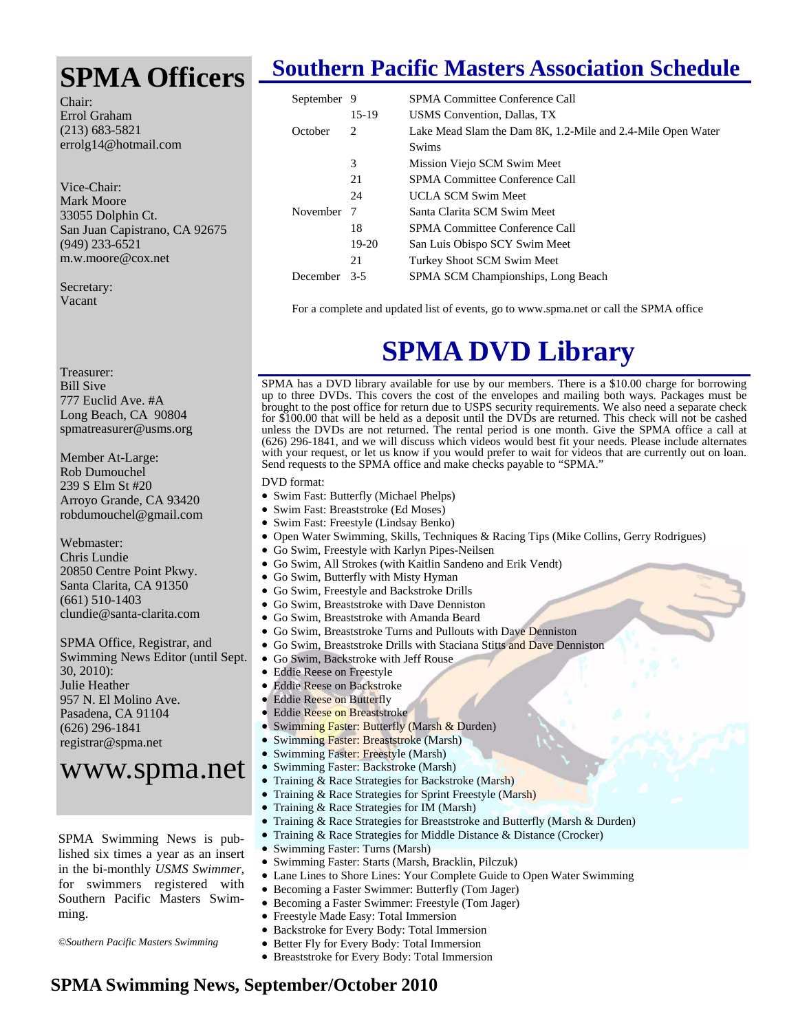# SPMA Officers

Chair:
Errol Graham
(213) 683-5821
errolg14@hotmail.com

Vice-Chair:
Mark Moore
33055 Dolphin Ct.
San Juan Capistrano, CA 92675
(949) 233-6521
m.w.moore@cox.net

Secretary:
Vacant

Treasurer:
Bill Sive
777 Euclid Ave. #A
Long Beach, CA 90804
spmatreasurer@usms.org

Member At-Large:
Rob Dumouchel
239 S Elm St #20
Arroyo Grande, CA 93420
robdumouchel@gmail.com

Webmaster:
Chris Lundie
20850 Centre Point Pkwy.
Santa Clarita, CA 91350
(661) 510-1403
clundie@santa-clarita.com

SPMA Office, Registrar, and Swimming News Editor (until Sept. 30, 2010):
Julie Heather
957 N. El Molino Ave.
Pasadena, CA 91104
(626) 296-1841
registrar@spma.net

www.spma.net

SPMA Swimming News is published six times a year as an insert in the bi-monthly *USMS Swimmer*, for swimmers registered with Southern Pacific Masters Swimming.

*©Southern Pacific Masters Swimming*

# Southern Pacific Masters Association Schedule

| | | |
|---|---|---|
| September | 9 | SPMA Committee Conference Call |
| | 15-19 | USMS Convention, Dallas, TX |
| October | 2 | Lake Mead Slam the Dam 8K, 1.2-Mile and 2.4-Mile Open Water Swims |
| | 3 | Mission Viejo SCM Swim Meet |
| | 21 | SPMA Committee Conference Call |
| | 24 | UCLA SCM Swim Meet |
| November | 7 | Santa Clarita SCM Swim Meet |
| | 18 | SPMA Committee Conference Call |
| | 19-20 | San Luis Obispo SCY Swim Meet |
| | 21 | Turkey Shoot SCM Swim Meet |
| December | 3-5 | SPMA SCM Championships, Long Beach |

For a complete and updated list of events, go to www.spma.net or call the SPMA office

# SPMA DVD Library

SPMA has a DVD library available for use by our members. There is a $10.00 charge for borrowing up to three DVDs. This covers the cost of the envelopes and mailing both ways. Packages must be brought to the post office for return due to USPS security requirements. We also need a separate check for $100.00 that will be held as a deposit until the DVDs are returned. This check will not be cashed unless the DVDs are not returned. The rental period is one month. Give the SPMA office a call at (626) 296-1841, and we will discuss which videos would best fit your needs. Please include alternates with your request, or let us know if you would prefer to wait for videos that are currently out on loan. Send requests to the SPMA office and make checks payable to "SPMA."

DVD format:

- Swim Fast: Butterfly (Michael Phelps)
- Swim Fast: Breaststroke (Ed Moses)
- Swim Fast: Freestyle (Lindsay Benko)
- Open Water Swimming, Skills, Techniques & Racing Tips (Mike Collins, Gerry Rodrigues)
- Go Swim, Freestyle with Karlyn Pipes-Neilsen
- Go Swim, All Strokes (with Kaitlin Sandeno and Erik Vendt)
- Go Swim, Butterfly with Misty Hyman
- Go Swim, Freestyle and Backstroke Drills
- Go Swim, Breaststroke with Dave Denniston
- Go Swim, Breaststroke with Amanda Beard
- Go Swim, Breaststroke Turns and Pullouts with Dave Denniston
- Go Swim, Breaststroke Drills with Staciana Stitts and Dave Denniston
- Go Swim, Backstroke with Jeff Rouse
- Eddie Reese on Freestyle
- Eddie Reese on Backstroke
- Eddie Reese on Butterfly
- Eddie Reese on Breaststroke
- Swimming Faster: Butterfly (Marsh & Durden)
- Swimming Faster: Breaststroke (Marsh)
- Swimming Faster: Freestyle (Marsh)
- Swimming Faster: Backstroke (Marsh)
- Training & Race Strategies for Backstroke (Marsh)
- Training & Race Strategies for Sprint Freestyle (Marsh)
- Training & Race Strategies for IM (Marsh)
- Training & Race Strategies for Breaststroke and Butterfly (Marsh & Durden)
- Training & Race Strategies for Middle Distance & Distance (Crocker)
- Swimming Faster: Turns (Marsh)
- Swimming Faster: Starts (Marsh, Bracklin, Pilczuk)
- Lane Lines to Shore Lines: Your Complete Guide to Open Water Swimming
- Becoming a Faster Swimmer: Butterfly (Tom Jager)
- Becoming a Faster Swimmer: Freestyle (Tom Jager)
- Freestyle Made Easy: Total Immersion
- Backstroke for Every Body: Total Immersion
- Better Fly for Every Body: Total Immersion
- Breaststroke for Every Body: Total Immersion